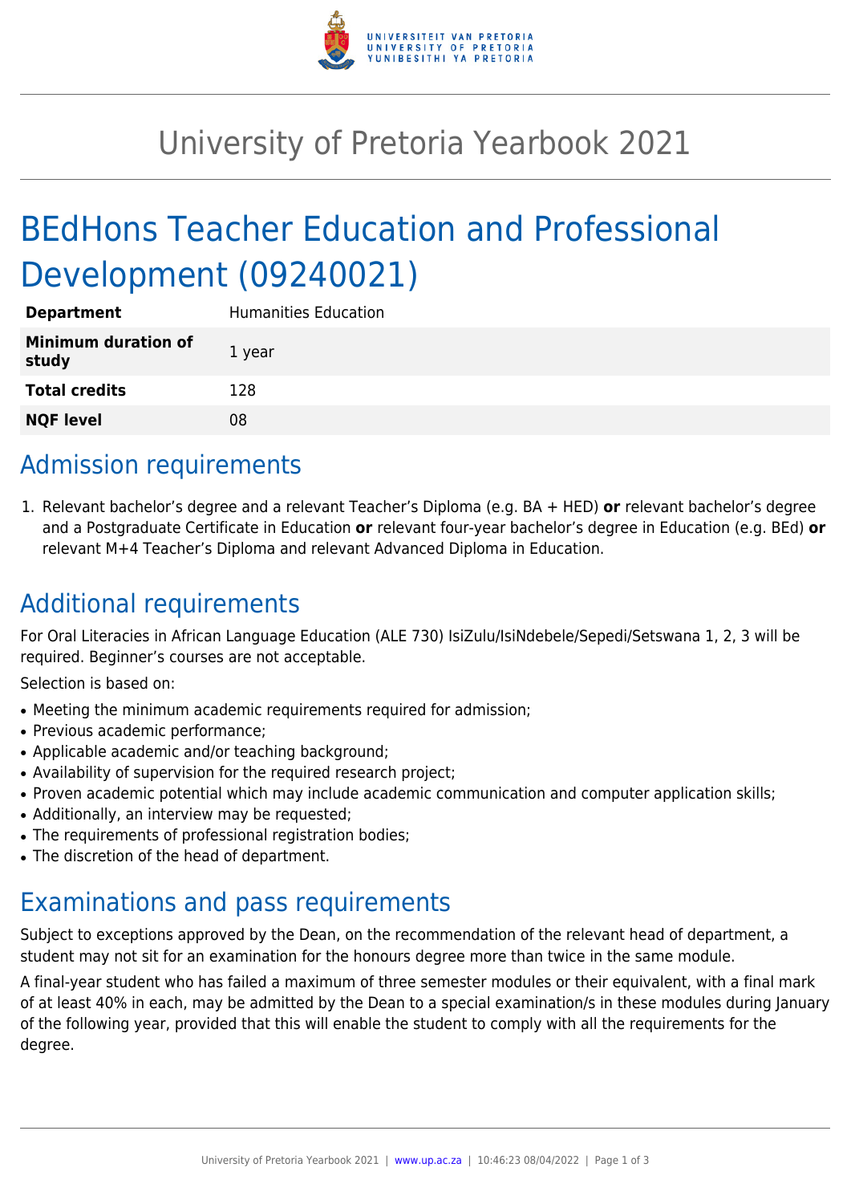# University of Pretoria Yearbook 2021

# BEdHons Teacher Education and Professional Development (09240021)

| | |
|---|---|
| **Department** | Humanities Education |
| **Minimum duration of study** | 1 year |
| **Total credits** | 128 |
| **NQF level** | 08 |

## Admission requirements

1. Relevant bachelor's degree and a relevant Teacher's Diploma (e.g. BA + HED) **or** relevant bachelor's degree and a Postgraduate Certificate in Education **or** relevant four-year bachelor's degree in Education (e.g. BEd) **or** relevant M+4 Teacher's Diploma and relevant Advanced Diploma in Education.

## Additional requirements

For Oral Literacies in African Language Education (ALE 730) IsiZulu/IsiNdebele/Sepedi/Setswana 1, 2, 3 will be required. Beginner's courses are not acceptable.

Selection is based on:

- Meeting the minimum academic requirements required for admission;
- Previous academic performance;
- Applicable academic and/or teaching background;
- Availability of supervision for the required research project;
- Proven academic potential which may include academic communication and computer application skills;
- Additionally, an interview may be requested;
- The requirements of professional registration bodies;
- The discretion of the head of department.

## Examinations and pass requirements

Subject to exceptions approved by the Dean, on the recommendation of the relevant head of department, a student may not sit for an examination for the honours degree more than twice in the same module.

A final-year student who has failed a maximum of three semester modules or their equivalent, with a final mark of at least 40% in each, may be admitted by the Dean to a special examination/s in these modules during January of the following year, provided that this will enable the student to comply with all the requirements for the degree.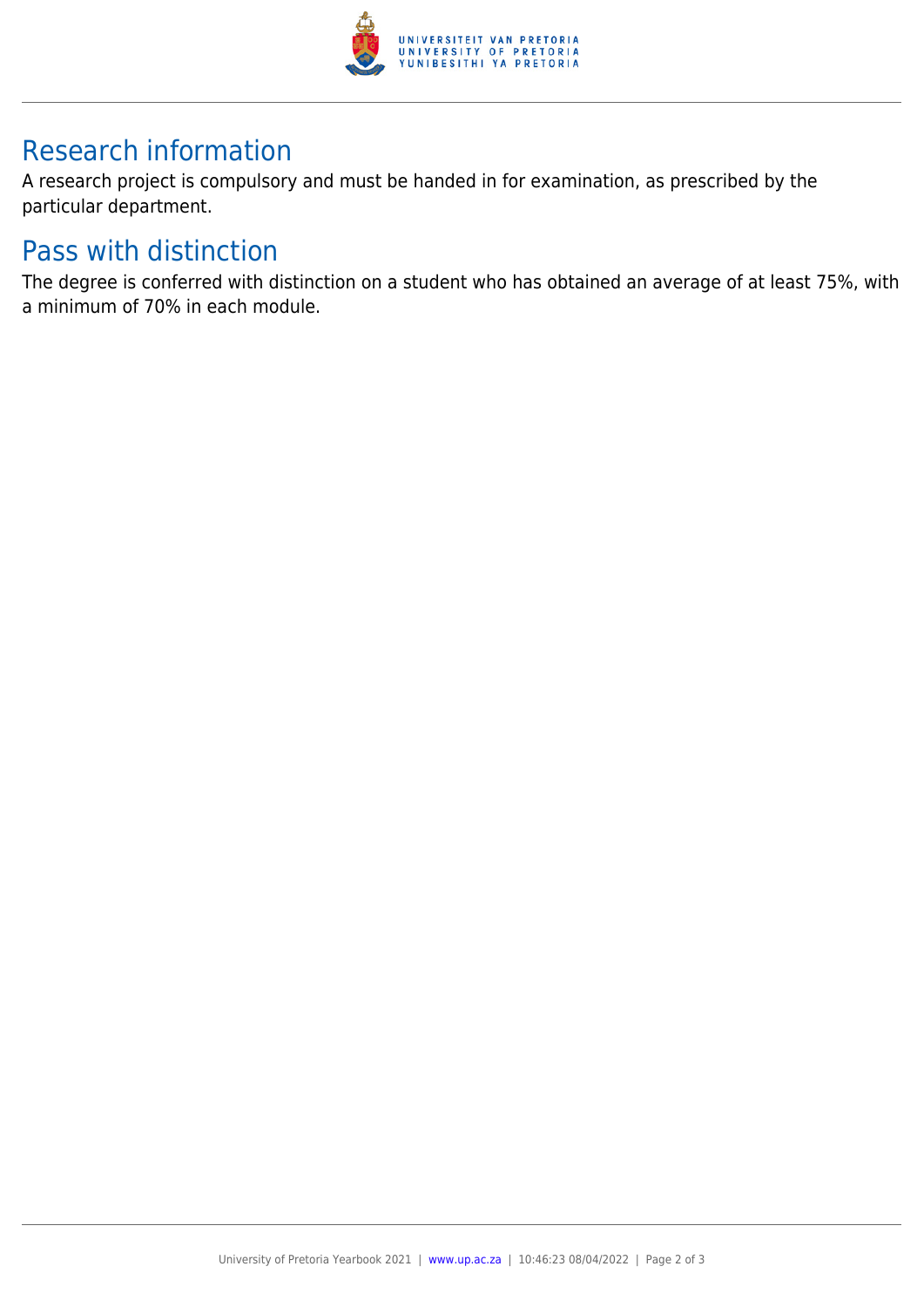## Research information

A research project is compulsory and must be handed in for examination, as prescribed by the particular department.

## Pass with distinction

The degree is conferred with distinction on a student who has obtained an average of at least 75%, with a minimum of 70% in each module.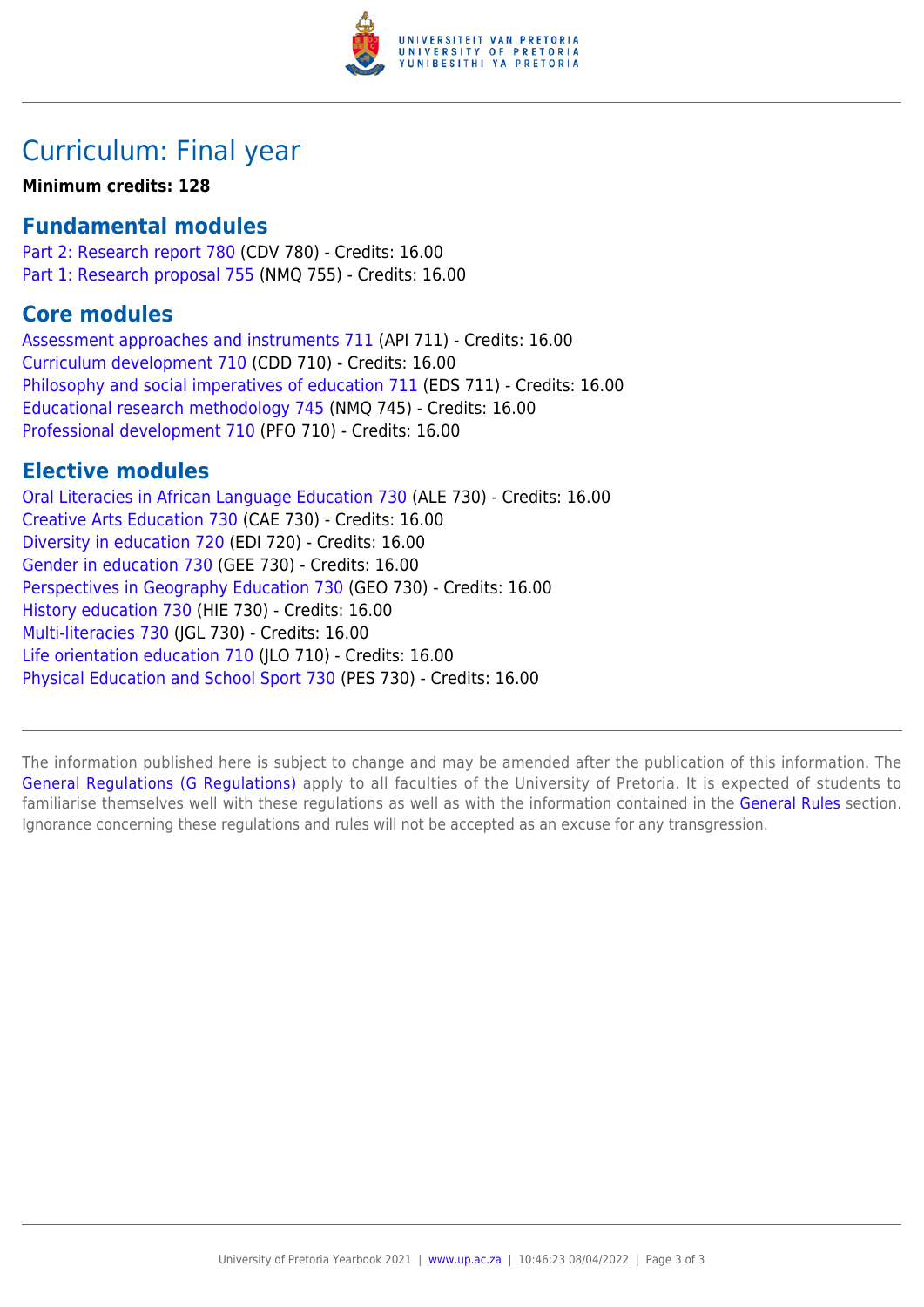# Curriculum: Final year

**Minimum credits: 128**

## Fundamental modules

Part 2: Research report 780 (CDV 780) - Credits: 16.00
Part 1: Research proposal 755 (NMQ 755) - Credits: 16.00

## Core modules

Assessment approaches and instruments 711 (API 711) - Credits: 16.00
Curriculum development 710 (CDD 710) - Credits: 16.00
Philosophy and social imperatives of education 711 (EDS 711) - Credits: 16.00
Educational research methodology 745 (NMQ 745) - Credits: 16.00
Professional development 710 (PFO 710) - Credits: 16.00

## Elective modules

Oral Literacies in African Language Education 730 (ALE 730) - Credits: 16.00
Creative Arts Education 730 (CAE 730) - Credits: 16.00
Diversity in education 720 (EDI 720) - Credits: 16.00
Gender in education 730 (GEE 730) - Credits: 16.00
Perspectives in Geography Education 730 (GEO 730) - Credits: 16.00
History education 730 (HIE 730) - Credits: 16.00
Multi-literacies 730 (JGL 730) - Credits: 16.00
Life orientation education 710 (JLO 710) - Credits: 16.00
Physical Education and School Sport 730 (PES 730) - Credits: 16.00

The information published here is subject to change and may be amended after the publication of this information. The General Regulations (G Regulations) apply to all faculties of the University of Pretoria. It is expected of students to familiarise themselves well with these regulations as well as with the information contained in the General Rules section. Ignorance concerning these regulations and rules will not be accepted as an excuse for any transgression.